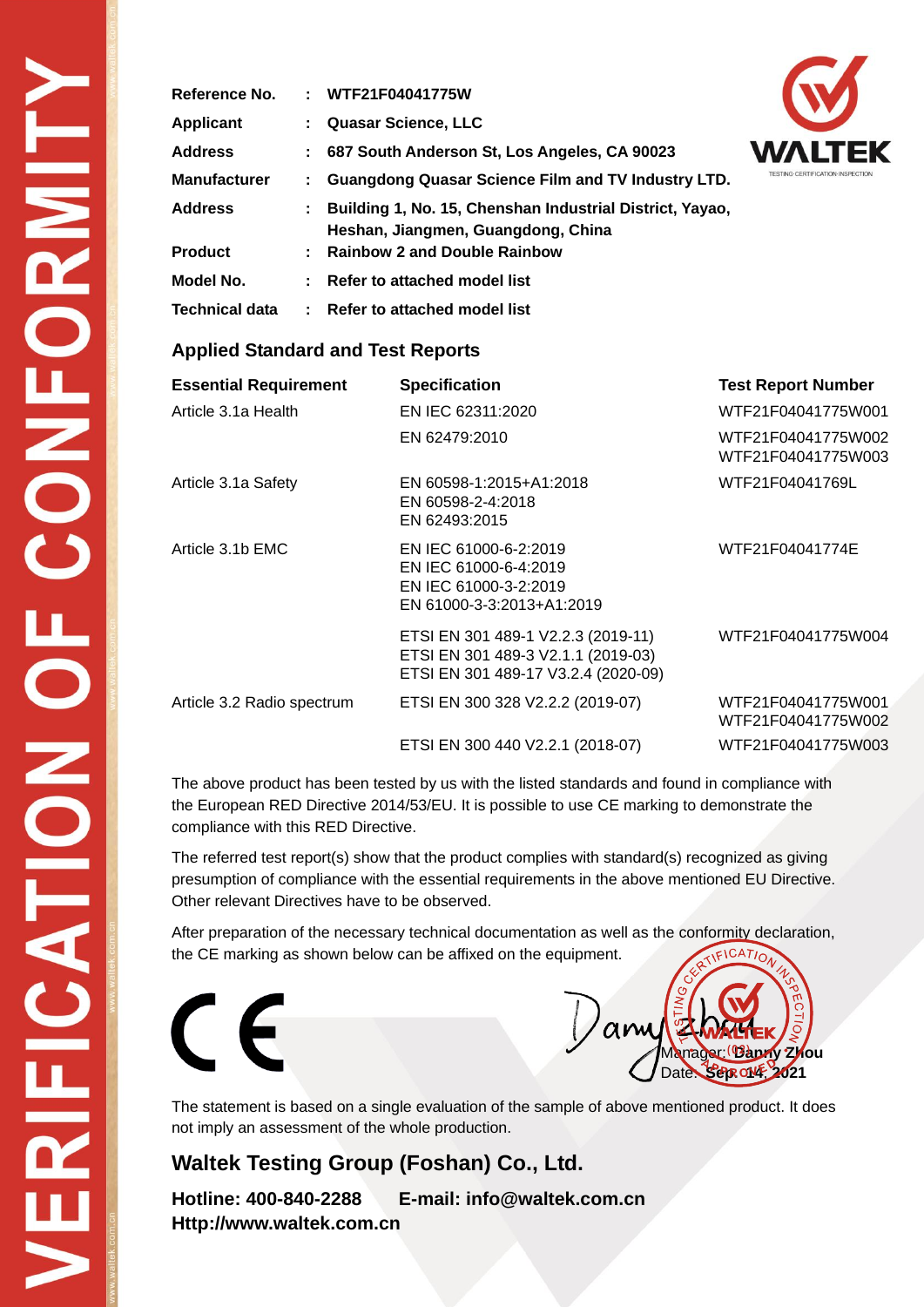# VERIFICATION OF CONFORMITY

| | | |
|---|---|---|
| **Reference No.** | : | **WTF21F04041775W** |
| **Applicant** | : | **Quasar Science, LLC** |
| **Address** | : | **687 South Anderson St, Los Angeles, CA 90023** |
| **Manufacturer** | : | **Guangdong Quasar Science Film and TV Industry LTD.** |
| **Address** | : | **Building 1, No. 15, Chenshan Industrial District, Yayao, Heshan, Jiangmen, Guangdong, China** |
| **Product** | : | **Rainbow 2 and Double Rainbow** |
| **Model No.** | : | **Refer to attached model list** |
| **Technical data** | : | **Refer to attached model list** |

## Applied Standard and Test Reports

| Essential Requirement | Specification | Test Report Number |
|---|---|---|
| Article 3.1a Health | EN IEC 62311:2020 | WTF21F04041775W001 |
| | EN 62479:2010 | WTF21F04041775W002<br>WTF21F04041775W003 |
| Article 3.1a Safety | EN 60598-1:2015+A1:2018<br>EN 60598-2-4:2018<br>EN 62493:2015 | WTF21F04041769L |
| Article 3.1b EMC | EN IEC 61000-6-2:2019<br>EN IEC 61000-6-4:2019<br>EN IEC 61000-3-2:2019<br>EN 61000-3-3:2013+A1:2019 | WTF21F04041774E |
| | ETSI EN 301 489-1 V2.2.3 (2019-11)<br>ETSI EN 301 489-3 V2.1.1 (2019-03)<br>ETSI EN 301 489-17 V3.2.4 (2020-09) | WTF21F04041775W004 |
| Article 3.2 Radio spectrum | ETSI EN 300 328 V2.2.2 (2019-07) | WTF21F04041775W001<br>WTF21F04041775W002 |
| | ETSI EN 300 440 V2.2.1 (2018-07) | WTF21F04041775W003 |

The above product has been tested by us with the listed standards and found in compliance with the European RED Directive 2014/53/EU. It is possible to use CE marking to demonstrate the compliance with this RED Directive.

The referred test report(s) show that the product complies with standard(s) recognized as giving presumption of compliance with the essential requirements in the above mentioned EU Directive. Other relevant Directives have to be observed.

After preparation of the necessary technical documentation as well as the conformity declaration, the CE marking as shown below can be affixed on the equipment.

CE

Manager: **Danny Zhou**

Date: **Sep. 14, 2021**

The statement is based on a single evaluation of the sample of above mentioned product. It does not imply an assessment of the whole production.

## Waltek Testing Group (Foshan) Co., Ltd.

**Hotline: 400-840-2288** **E-mail: info@waltek.com.cn**

**Http://www.waltek.com.cn**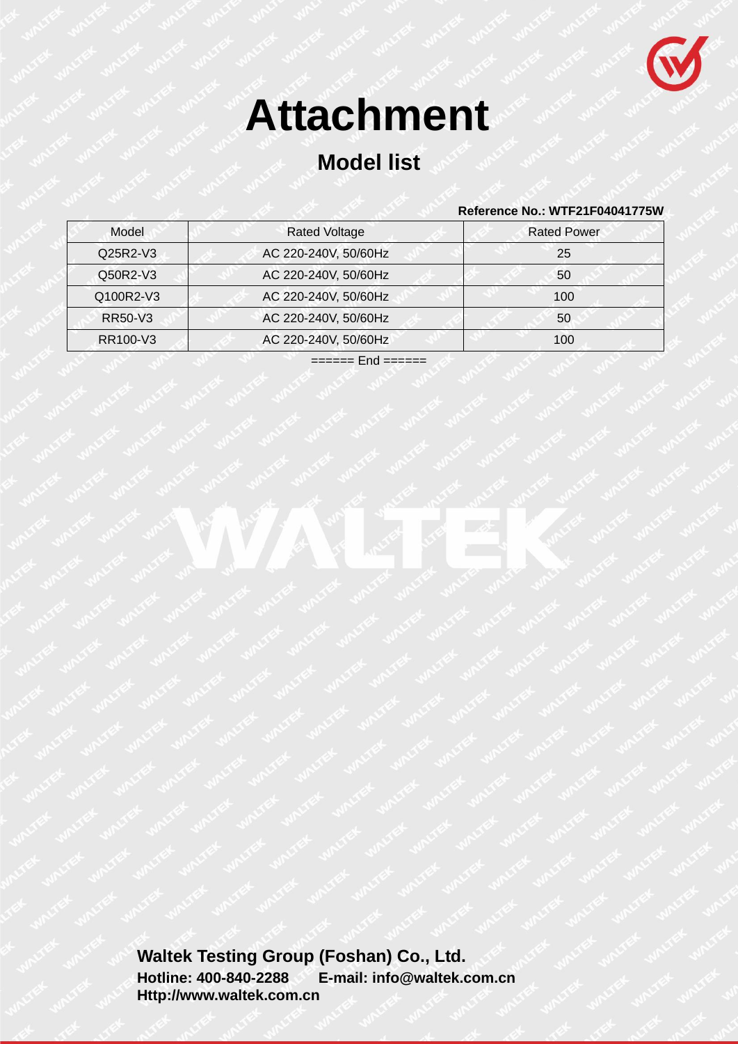# Attachment

## Model list

**Reference No.: WTF21F04041775W**

| Model | Rated Voltage | Rated Power |
|---|---|---|
| Q25R2-V3 | AC 220-240V, 50/60Hz | 25 |
| Q50R2-V3 | AC 220-240V, 50/60Hz | 50 |
| Q100R2-V3 | AC 220-240V, 50/60Hz | 100 |
| RR50-V3 | AC 220-240V, 50/60Hz | 50 |
| RR100-V3 | AC 220-240V, 50/60Hz | 100 |

====== End ======

**Waltek Testing Group (Foshan) Co., Ltd.**

**Hotline: 400-840-2288 E-mail: info@waltek.com.cn**

**Http://www.waltek.com.cn**